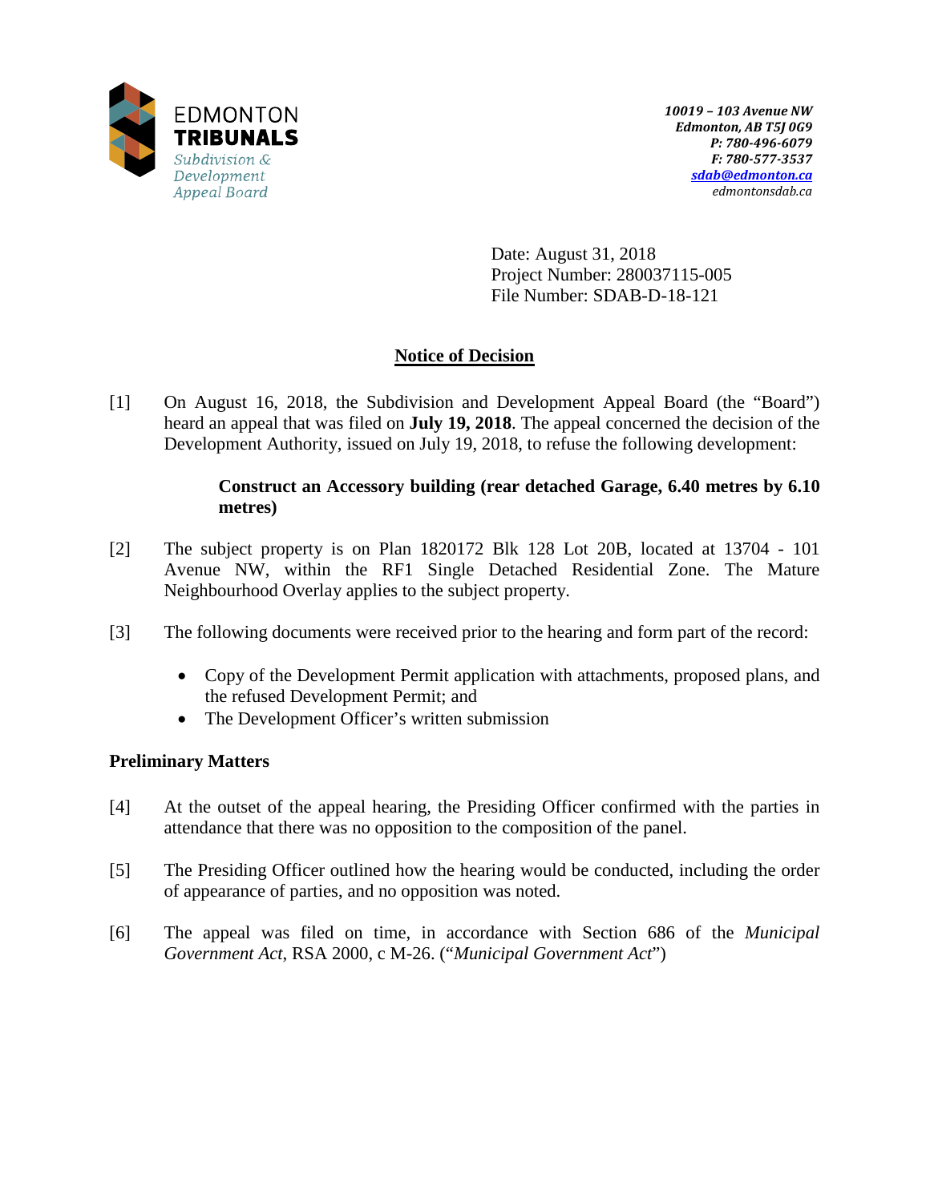EDMONTON
**TRIBUNALS**
*Subdivision & Development Appeal Board*

***10019 – 103 Avenue NW***
***Edmonton, AB T5J 0G9***
***P: 780-496-6079***
***F: 780-577-3537***
***sdab@edmonton.ca***
*edmontonsdab.ca*

Date: August 31, 2018
Project Number: 280037115-005
File Number: SDAB-D-18-121

## Notice of Decision

[1] On August 16, 2018, the Subdivision and Development Appeal Board (the "Board") heard an appeal that was filed on **July 19, 2018**. The appeal concerned the decision of the Development Authority, issued on July 19, 2018, to refuse the following development:

> **Construct an Accessory building (rear detached Garage, 6.40 metres by 6.10 metres)**

[2] The subject property is on Plan 1820172 Blk 128 Lot 20B, located at 13704 - 101 Avenue NW, within the RF1 Single Detached Residential Zone. The Mature Neighbourhood Overlay applies to the subject property.

[3] The following documents were received prior to the hearing and form part of the record:

- Copy of the Development Permit application with attachments, proposed plans, and the refused Development Permit; and
- The Development Officer's written submission

### Preliminary Matters

[4] At the outset of the appeal hearing, the Presiding Officer confirmed with the parties in attendance that there was no opposition to the composition of the panel.

[5] The Presiding Officer outlined how the hearing would be conducted, including the order of appearance of parties, and no opposition was noted.

[6] The appeal was filed on time, in accordance with Section 686 of the *Municipal Government Act*, RSA 2000, c M-26. ("*Municipal Government Act*")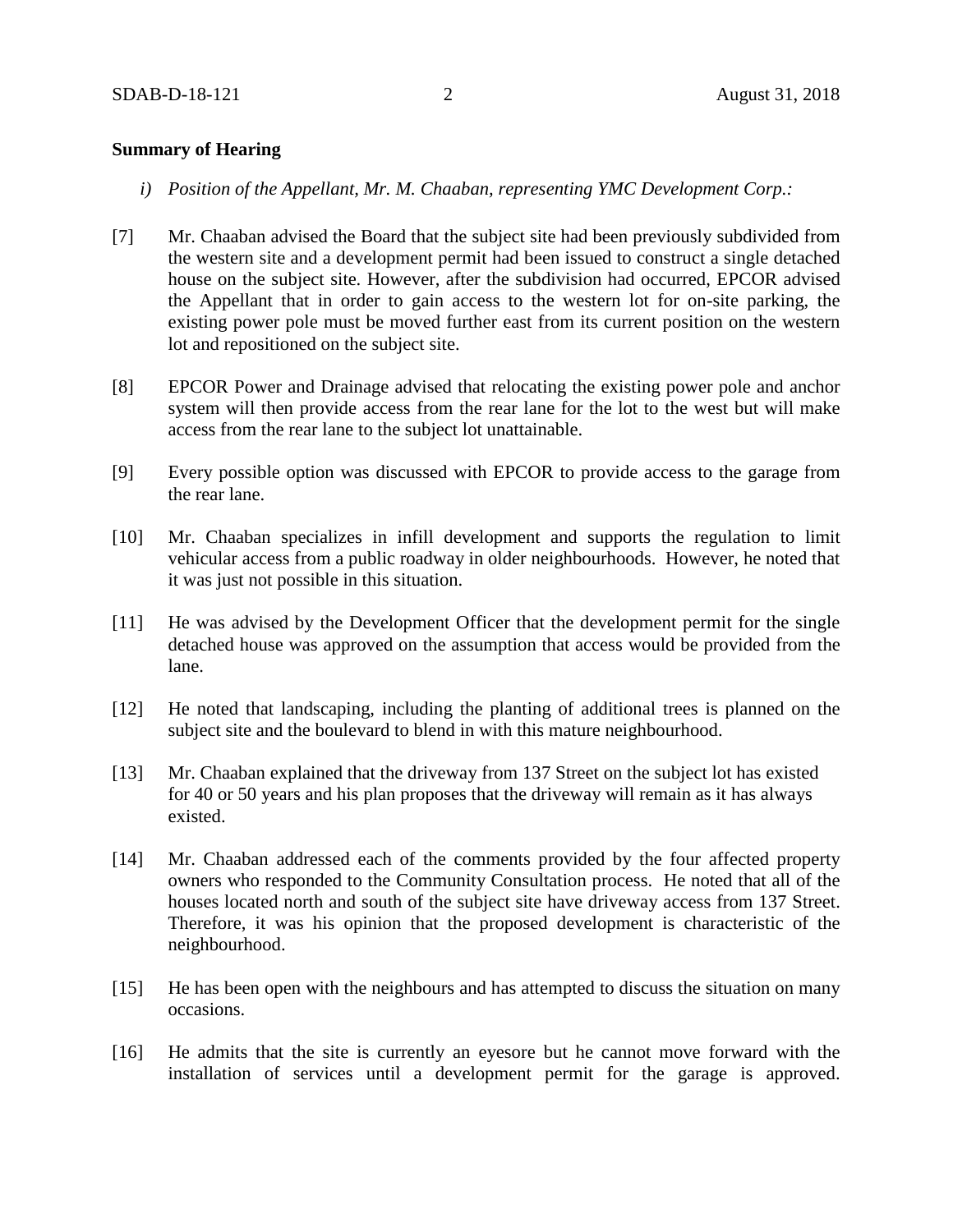**Summary of Hearing**

*i) Position of the Appellant, Mr. M. Chaaban, representing YMC Development Corp.:*

[7] Mr. Chaaban advised the Board that the subject site had been previously subdivided from the western site and a development permit had been issued to construct a single detached house on the subject site. However, after the subdivision had occurred, EPCOR advised the Appellant that in order to gain access to the western lot for on-site parking, the existing power pole must be moved further east from its current position on the western lot and repositioned on the subject site.

[8] EPCOR Power and Drainage advised that relocating the existing power pole and anchor system will then provide access from the rear lane for the lot to the west but will make access from the rear lane to the subject lot unattainable.

[9] Every possible option was discussed with EPCOR to provide access to the garage from the rear lane.

[10] Mr. Chaaban specializes in infill development and supports the regulation to limit vehicular access from a public roadway in older neighbourhoods. However, he noted that it was just not possible in this situation.

[11] He was advised by the Development Officer that the development permit for the single detached house was approved on the assumption that access would be provided from the lane.

[12] He noted that landscaping, including the planting of additional trees is planned on the subject site and the boulevard to blend in with this mature neighbourhood.

[13] Mr. Chaaban explained that the driveway from 137 Street on the subject lot has existed for 40 or 50 years and his plan proposes that the driveway will remain as it has always existed.

[14] Mr. Chaaban addressed each of the comments provided by the four affected property owners who responded to the Community Consultation process. He noted that all of the houses located north and south of the subject site have driveway access from 137 Street. Therefore, it was his opinion that the proposed development is characteristic of the neighbourhood.

[15] He has been open with the neighbours and has attempted to discuss the situation on many occasions.

[16] He admits that the site is currently an eyesore but he cannot move forward with the installation of services until a development permit for the garage is approved.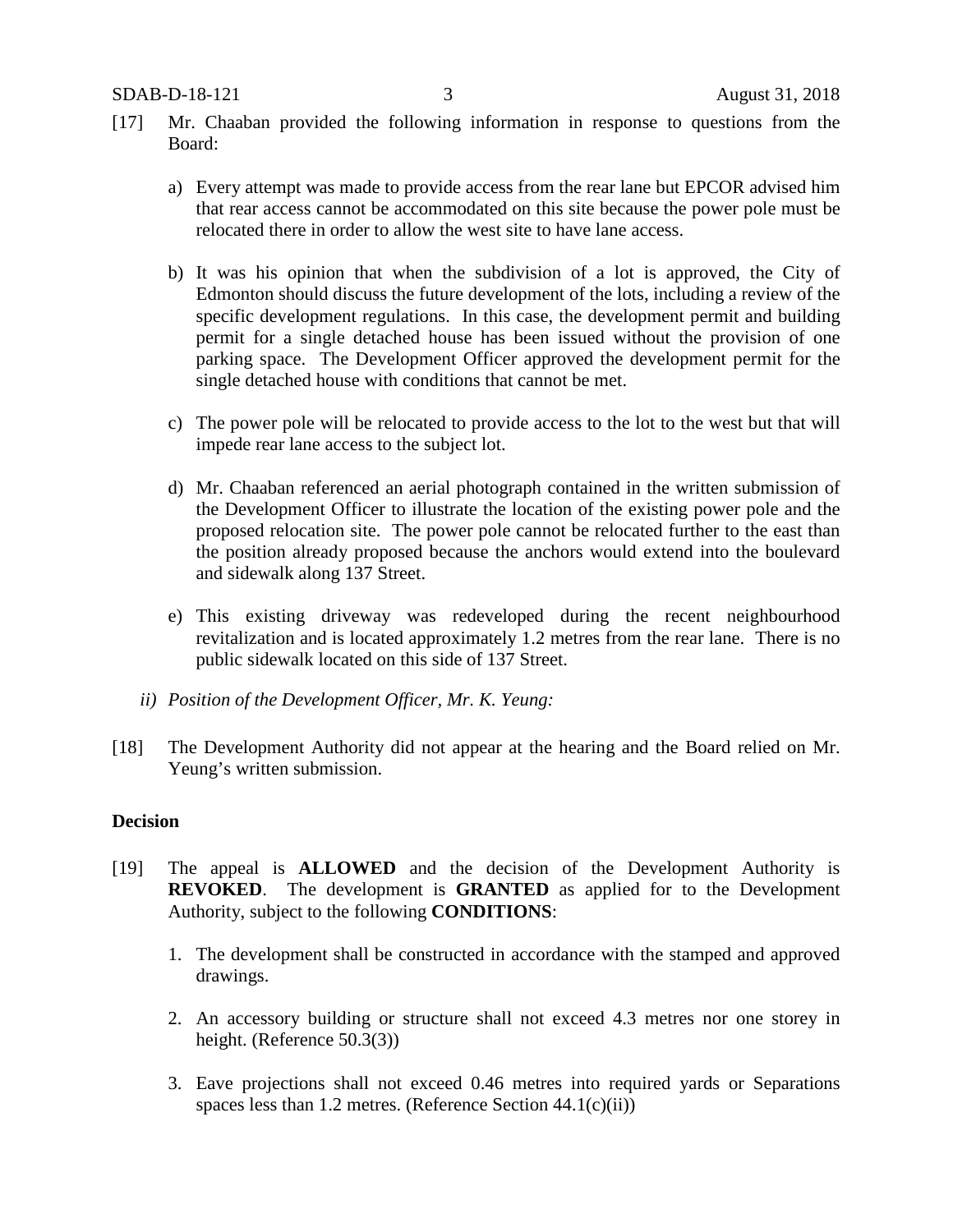[17] Mr. Chaaban provided the following information in response to questions from the Board:

a) Every attempt was made to provide access from the rear lane but EPCOR advised him that rear access cannot be accommodated on this site because the power pole must be relocated there in order to allow the west site to have lane access.

b) It was his opinion that when the subdivision of a lot is approved, the City of Edmonton should discuss the future development of the lots, including a review of the specific development regulations. In this case, the development permit and building permit for a single detached house has been issued without the provision of one parking space. The Development Officer approved the development permit for the single detached house with conditions that cannot be met.

c) The power pole will be relocated to provide access to the lot to the west but that will impede rear lane access to the subject lot.

d) Mr. Chaaban referenced an aerial photograph contained in the written submission of the Development Officer to illustrate the location of the existing power pole and the proposed relocation site. The power pole cannot be relocated further to the east than the position already proposed because the anchors would extend into the boulevard and sidewalk along 137 Street.

e) This existing driveway was redeveloped during the recent neighbourhood revitalization and is located approximately 1.2 metres from the rear lane. There is no public sidewalk located on this side of 137 Street.

*ii) Position of the Development Officer, Mr. K. Yeung:*

[18] The Development Authority did not appear at the hearing and the Board relied on Mr. Yeung's written submission.

**Decision**

[19] The appeal is **ALLOWED** and the decision of the Development Authority is **REVOKED**. The development is **GRANTED** as applied for to the Development Authority, subject to the following **CONDITIONS**:

1. The development shall be constructed in accordance with the stamped and approved drawings.

2. An accessory building or structure shall not exceed 4.3 metres nor one storey in height. (Reference 50.3(3))

3. Eave projections shall not exceed 0.46 metres into required yards or Separations spaces less than 1.2 metres. (Reference Section 44.1(c)(ii))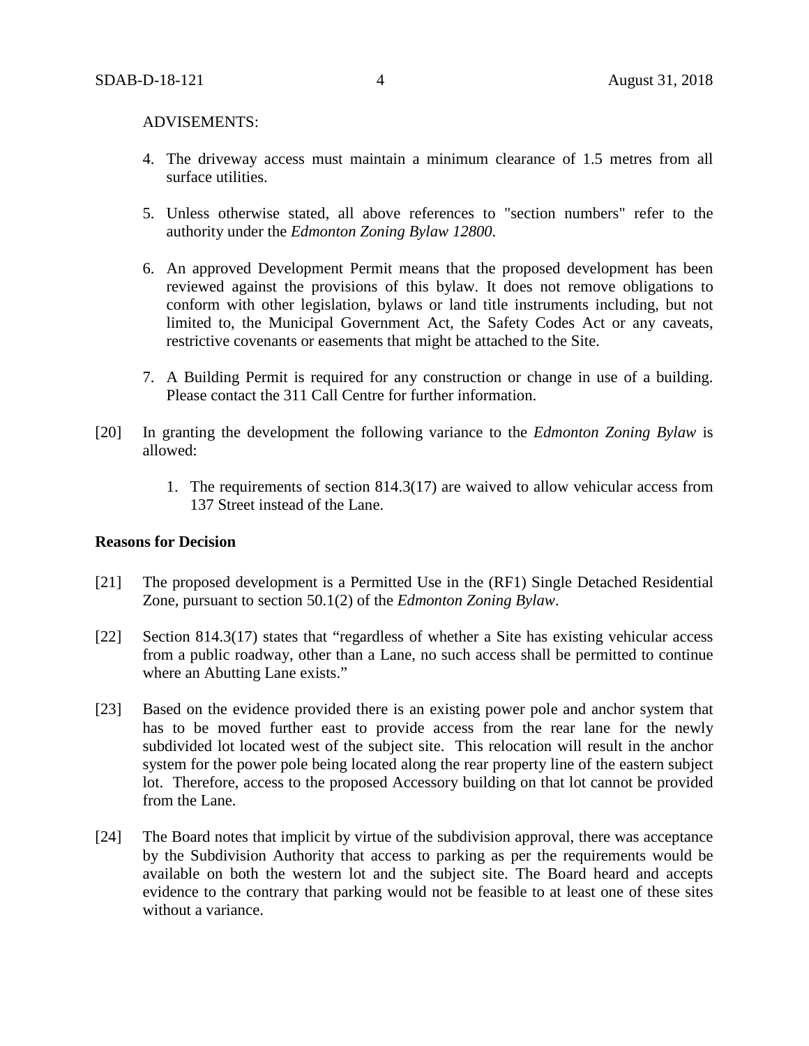ADVISEMENTS:

4. The driveway access must maintain a minimum clearance of 1.5 metres from all surface utilities.

5. Unless otherwise stated, all above references to "section numbers" refer to the authority under the *Edmonton Zoning Bylaw 12800*.

6. An approved Development Permit means that the proposed development has been reviewed against the provisions of this bylaw. It does not remove obligations to conform with other legislation, bylaws or land title instruments including, but not limited to, the Municipal Government Act, the Safety Codes Act or any caveats, restrictive covenants or easements that might be attached to the Site.

7. A Building Permit is required for any construction or change in use of a building. Please contact the 311 Call Centre for further information.

[20] In granting the development the following variance to the *Edmonton Zoning Bylaw* is allowed:

1. The requirements of section 814.3(17) are waived to allow vehicular access from 137 Street instead of the Lane.

**Reasons for Decision**

[21] The proposed development is a Permitted Use in the (RF1) Single Detached Residential Zone, pursuant to section 50.1(2) of the *Edmonton Zoning Bylaw*.

[22] Section 814.3(17) states that "regardless of whether a Site has existing vehicular access from a public roadway, other than a Lane, no such access shall be permitted to continue where an Abutting Lane exists."

[23] Based on the evidence provided there is an existing power pole and anchor system that has to be moved further east to provide access from the rear lane for the newly subdivided lot located west of the subject site. This relocation will result in the anchor system for the power pole being located along the rear property line of the eastern subject lot. Therefore, access to the proposed Accessory building on that lot cannot be provided from the Lane.

[24] The Board notes that implicit by virtue of the subdivision approval, there was acceptance by the Subdivision Authority that access to parking as per the requirements would be available on both the western lot and the subject site. The Board heard and accepts evidence to the contrary that parking would not be feasible to at least one of these sites without a variance.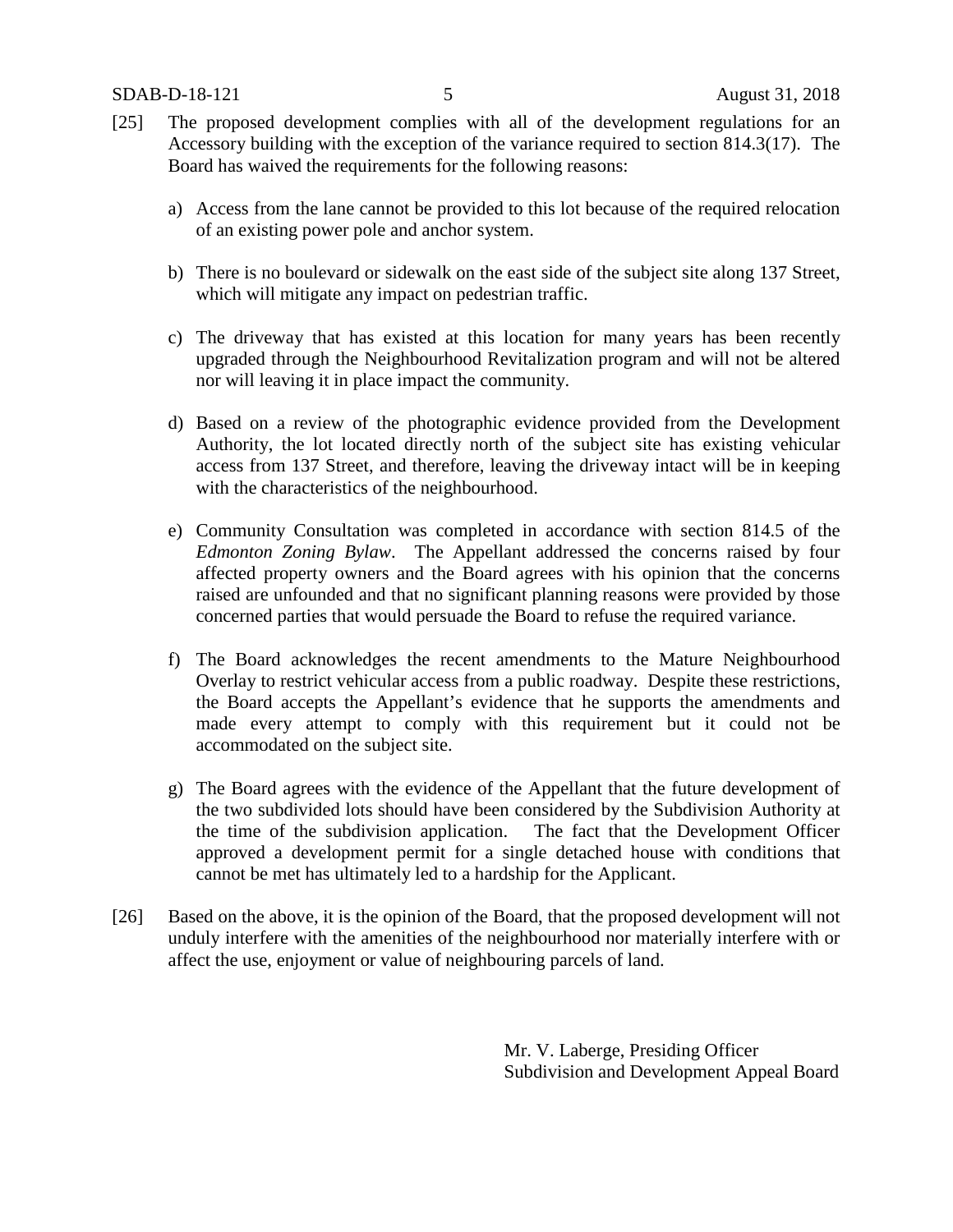[25] The proposed development complies with all of the development regulations for an Accessory building with the exception of the variance required to section 814.3(17). The Board has waived the requirements for the following reasons:

a) Access from the lane cannot be provided to this lot because of the required relocation of an existing power pole and anchor system.

b) There is no boulevard or sidewalk on the east side of the subject site along 137 Street, which will mitigate any impact on pedestrian traffic.

c) The driveway that has existed at this location for many years has been recently upgraded through the Neighbourhood Revitalization program and will not be altered nor will leaving it in place impact the community.

d) Based on a review of the photographic evidence provided from the Development Authority, the lot located directly north of the subject site has existing vehicular access from 137 Street, and therefore, leaving the driveway intact will be in keeping with the characteristics of the neighbourhood.

e) Community Consultation was completed in accordance with section 814.5 of the *Edmonton Zoning Bylaw*. The Appellant addressed the concerns raised by four affected property owners and the Board agrees with his opinion that the concerns raised are unfounded and that no significant planning reasons were provided by those concerned parties that would persuade the Board to refuse the required variance.

f) The Board acknowledges the recent amendments to the Mature Neighbourhood Overlay to restrict vehicular access from a public roadway. Despite these restrictions, the Board accepts the Appellant's evidence that he supports the amendments and made every attempt to comply with this requirement but it could not be accommodated on the subject site.

g) The Board agrees with the evidence of the Appellant that the future development of the two subdivided lots should have been considered by the Subdivision Authority at the time of the subdivision application. The fact that the Development Officer approved a development permit for a single detached house with conditions that cannot be met has ultimately led to a hardship for the Applicant.

[26] Based on the above, it is the opinion of the Board, that the proposed development will not unduly interfere with the amenities of the neighbourhood nor materially interfere with or affect the use, enjoyment or value of neighbouring parcels of land.

Mr. V. Laberge, Presiding Officer
Subdivision and Development Appeal Board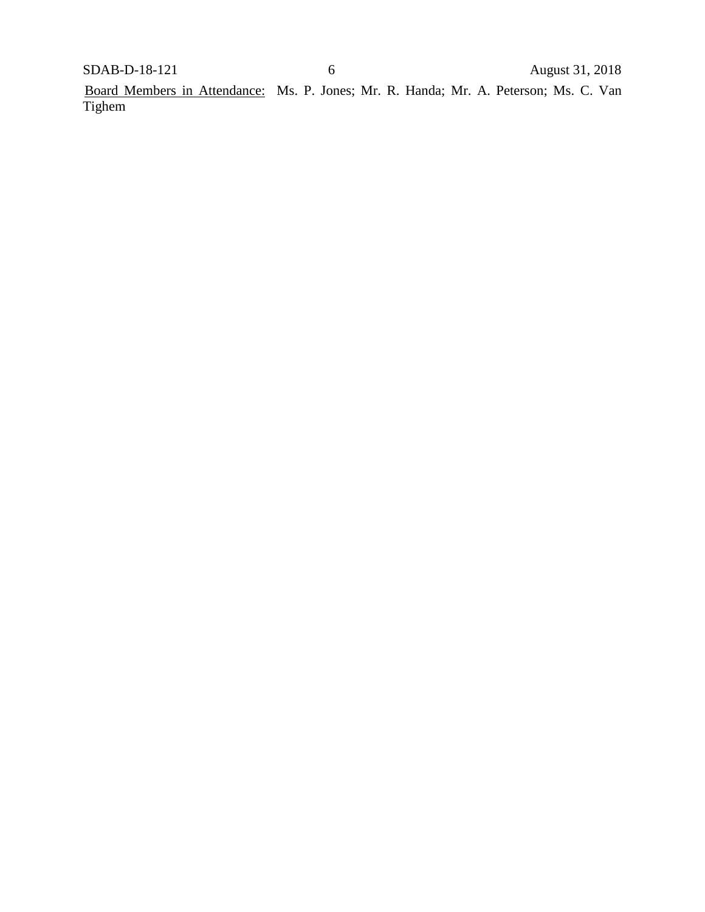<u>Board Members in Attendance:</u> Ms. P. Jones; Mr. R. Handa; Mr. A. Peterson; Ms. C. Van Tighem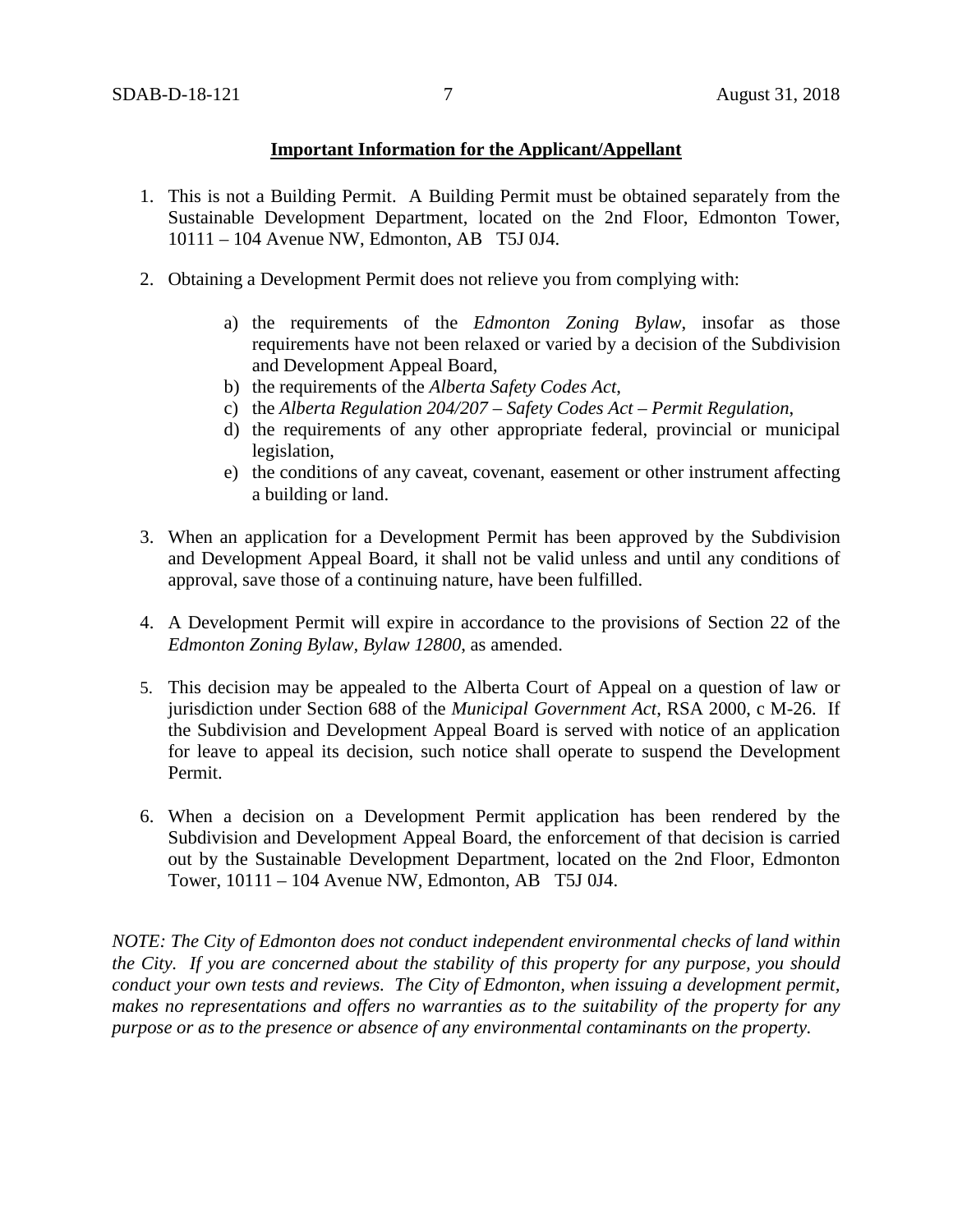**Important Information for the Applicant/Appellant**

1. This is not a Building Permit. A Building Permit must be obtained separately from the Sustainable Development Department, located on the 2nd Floor, Edmonton Tower, 10111 – 104 Avenue NW, Edmonton, AB T5J 0J4.

2. Obtaining a Development Permit does not relieve you from complying with:

   a) the requirements of the *Edmonton Zoning Bylaw*, insofar as those requirements have not been relaxed or varied by a decision of the Subdivision and Development Appeal Board,
   b) the requirements of the *Alberta Safety Codes Act*,
   c) the *Alberta Regulation 204/207 – Safety Codes Act – Permit Regulation*,
   d) the requirements of any other appropriate federal, provincial or municipal legislation,
   e) the conditions of any caveat, covenant, easement or other instrument affecting a building or land.

3. When an application for a Development Permit has been approved by the Subdivision and Development Appeal Board, it shall not be valid unless and until any conditions of approval, save those of a continuing nature, have been fulfilled.

4. A Development Permit will expire in accordance to the provisions of Section 22 of the *Edmonton Zoning Bylaw, Bylaw 12800*, as amended.

5. This decision may be appealed to the Alberta Court of Appeal on a question of law or jurisdiction under Section 688 of the *Municipal Government Act*, RSA 2000, c M-26. If the Subdivision and Development Appeal Board is served with notice of an application for leave to appeal its decision, such notice shall operate to suspend the Development Permit.

6. When a decision on a Development Permit application has been rendered by the Subdivision and Development Appeal Board, the enforcement of that decision is carried out by the Sustainable Development Department, located on the 2nd Floor, Edmonton Tower, 10111 – 104 Avenue NW, Edmonton, AB T5J 0J4.

*NOTE: The City of Edmonton does not conduct independent environmental checks of land within the City. If you are concerned about the stability of this property for any purpose, you should conduct your own tests and reviews. The City of Edmonton, when issuing a development permit, makes no representations and offers no warranties as to the suitability of the property for any purpose or as to the presence or absence of any environmental contaminants on the property.*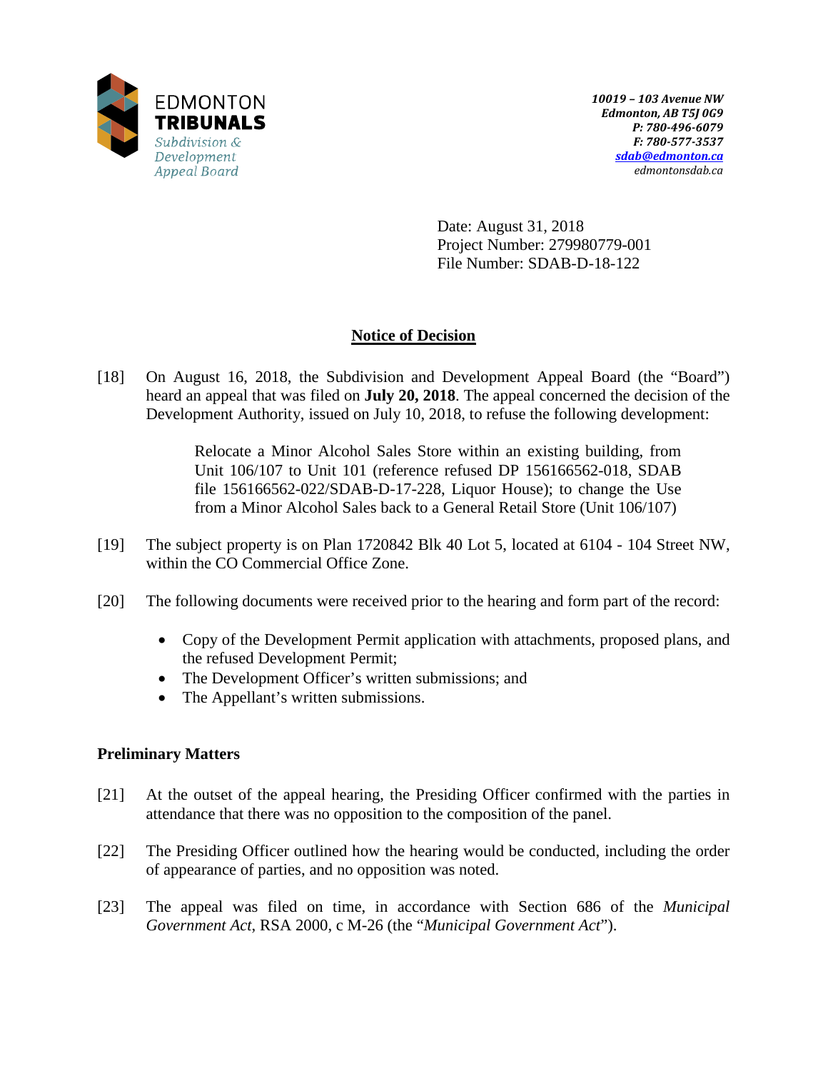EDMONTON TRIBUNALS
*Subdivision & Development Appeal Board*

***10019 – 103 Avenue NW***
***Edmonton, AB T5J 0G9***
***P: 780-496-6079***
***F: 780-577-3537***
***sdab@edmonton.ca***
*edmontonsdab.ca*

Date: August 31, 2018
Project Number: 279980779-001
File Number: SDAB-D-18-122

## Notice of Decision

[18] On August 16, 2018, the Subdivision and Development Appeal Board (the "Board") heard an appeal that was filed on **July 20, 2018**. The appeal concerned the decision of the Development Authority, issued on July 10, 2018, to refuse the following development:

> Relocate a Minor Alcohol Sales Store within an existing building, from Unit 106/107 to Unit 101 (reference refused DP 156166562-018, SDAB file 156166562-022/SDAB-D-17-228, Liquor House); to change the Use from a Minor Alcohol Sales back to a General Retail Store (Unit 106/107)

[19] The subject property is on Plan 1720842 Blk 40 Lot 5, located at 6104 - 104 Street NW, within the CO Commercial Office Zone.

[20] The following documents were received prior to the hearing and form part of the record:

- Copy of the Development Permit application with attachments, proposed plans, and the refused Development Permit;
- The Development Officer's written submissions; and
- The Appellant's written submissions.

### Preliminary Matters

[21] At the outset of the appeal hearing, the Presiding Officer confirmed with the parties in attendance that there was no opposition to the composition of the panel.

[22] The Presiding Officer outlined how the hearing would be conducted, including the order of appearance of parties, and no opposition was noted.

[23] The appeal was filed on time, in accordance with Section 686 of the *Municipal Government Act*, RSA 2000, c M-26 (the "*Municipal Government Act*").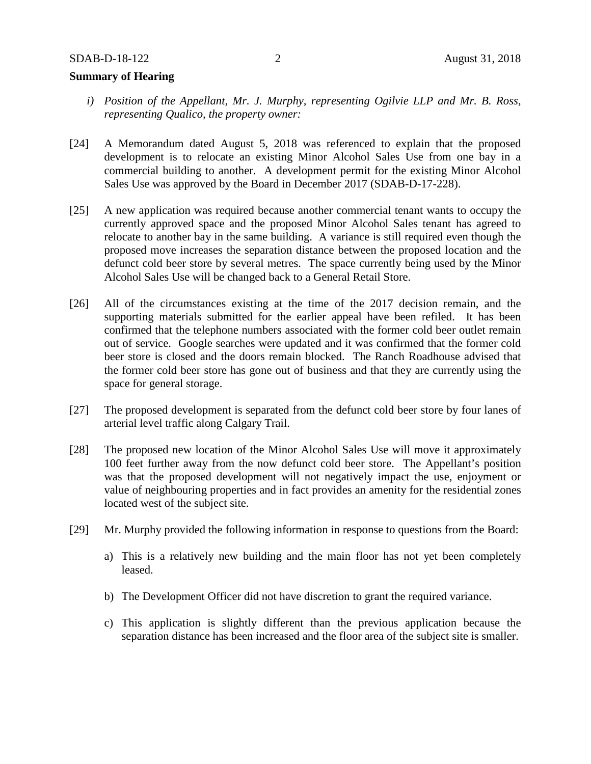**Summary of Hearing**

*i) Position of the Appellant, Mr. J. Murphy, representing Ogilvie LLP and Mr. B. Ross, representing Qualico, the property owner:*

[24] A Memorandum dated August 5, 2018 was referenced to explain that the proposed development is to relocate an existing Minor Alcohol Sales Use from one bay in a commercial building to another. A development permit for the existing Minor Alcohol Sales Use was approved by the Board in December 2017 (SDAB-D-17-228).

[25] A new application was required because another commercial tenant wants to occupy the currently approved space and the proposed Minor Alcohol Sales tenant has agreed to relocate to another bay in the same building. A variance is still required even though the proposed move increases the separation distance between the proposed location and the defunct cold beer store by several metres. The space currently being used by the Minor Alcohol Sales Use will be changed back to a General Retail Store.

[26] All of the circumstances existing at the time of the 2017 decision remain, and the supporting materials submitted for the earlier appeal have been refiled. It has been confirmed that the telephone numbers associated with the former cold beer outlet remain out of service. Google searches were updated and it was confirmed that the former cold beer store is closed and the doors remain blocked. The Ranch Roadhouse advised that the former cold beer store has gone out of business and that they are currently using the space for general storage.

[27] The proposed development is separated from the defunct cold beer store by four lanes of arterial level traffic along Calgary Trail.

[28] The proposed new location of the Minor Alcohol Sales Use will move it approximately 100 feet further away from the now defunct cold beer store. The Appellant's position was that the proposed development will not negatively impact the use, enjoyment or value of neighbouring properties and in fact provides an amenity for the residential zones located west of the subject site.

[29] Mr. Murphy provided the following information in response to questions from the Board:

a) This is a relatively new building and the main floor has not yet been completely leased.

b) The Development Officer did not have discretion to grant the required variance.

c) This application is slightly different than the previous application because the separation distance has been increased and the floor area of the subject site is smaller.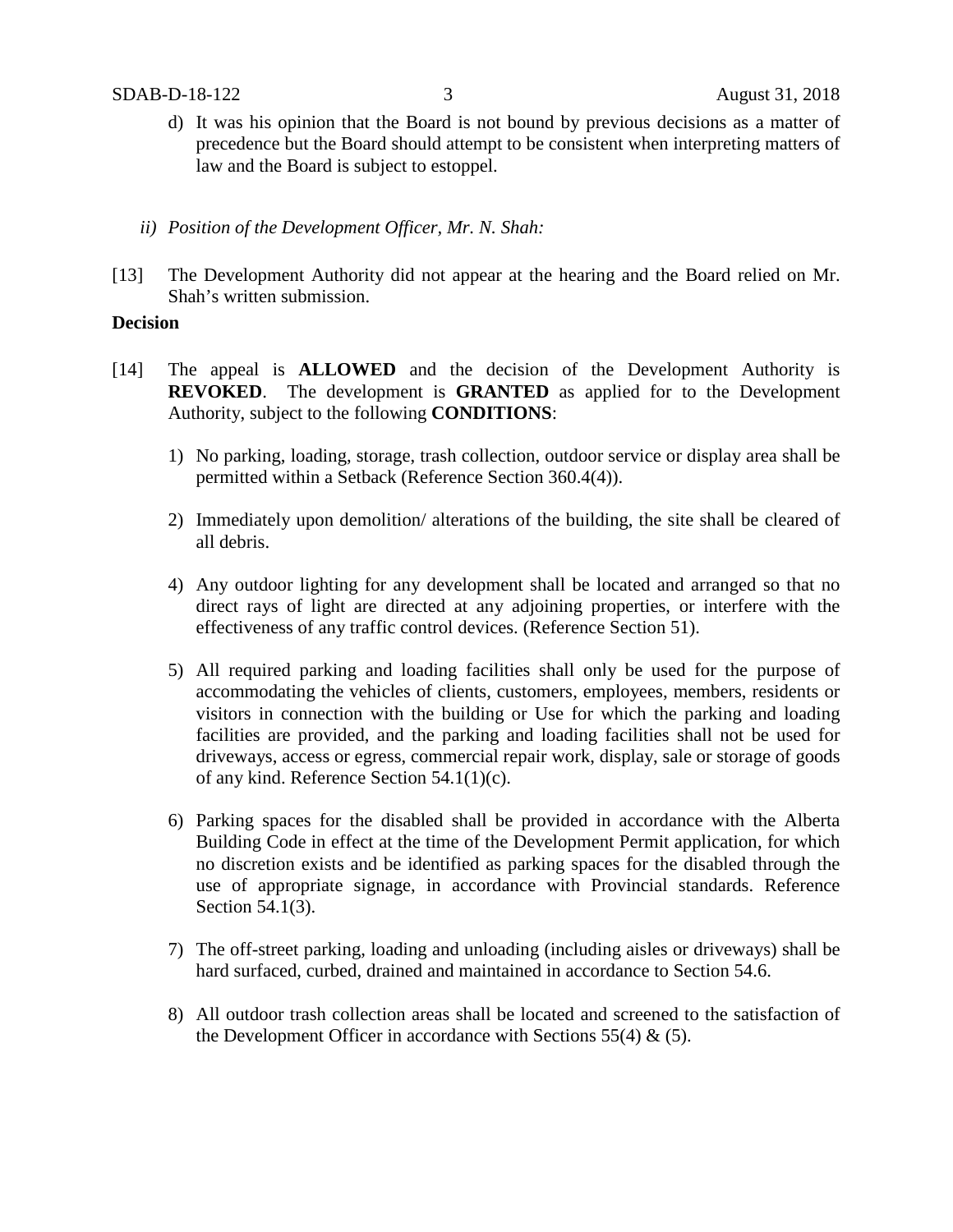d) It was his opinion that the Board is not bound by previous decisions as a matter of precedence but the Board should attempt to be consistent when interpreting matters of law and the Board is subject to estoppel.

*ii) Position of the Development Officer, Mr. N. Shah:*

[13] The Development Authority did not appear at the hearing and the Board relied on Mr. Shah's written submission.

**Decision**

[14] The appeal is **ALLOWED** and the decision of the Development Authority is **REVOKED**. The development is **GRANTED** as applied for to the Development Authority, subject to the following **CONDITIONS**:

1) No parking, loading, storage, trash collection, outdoor service or display area shall be permitted within a Setback (Reference Section 360.4(4)).

2) Immediately upon demolition/ alterations of the building, the site shall be cleared of all debris.

4) Any outdoor lighting for any development shall be located and arranged so that no direct rays of light are directed at any adjoining properties, or interfere with the effectiveness of any traffic control devices. (Reference Section 51).

5) All required parking and loading facilities shall only be used for the purpose of accommodating the vehicles of clients, customers, employees, members, residents or visitors in connection with the building or Use for which the parking and loading facilities are provided, and the parking and loading facilities shall not be used for driveways, access or egress, commercial repair work, display, sale or storage of goods of any kind. Reference Section 54.1(1)(c).

6) Parking spaces for the disabled shall be provided in accordance with the Alberta Building Code in effect at the time of the Development Permit application, for which no discretion exists and be identified as parking spaces for the disabled through the use of appropriate signage, in accordance with Provincial standards. Reference Section 54.1(3).

7) The off-street parking, loading and unloading (including aisles or driveways) shall be hard surfaced, curbed, drained and maintained in accordance to Section 54.6.

8) All outdoor trash collection areas shall be located and screened to the satisfaction of the Development Officer in accordance with Sections 55(4) & (5).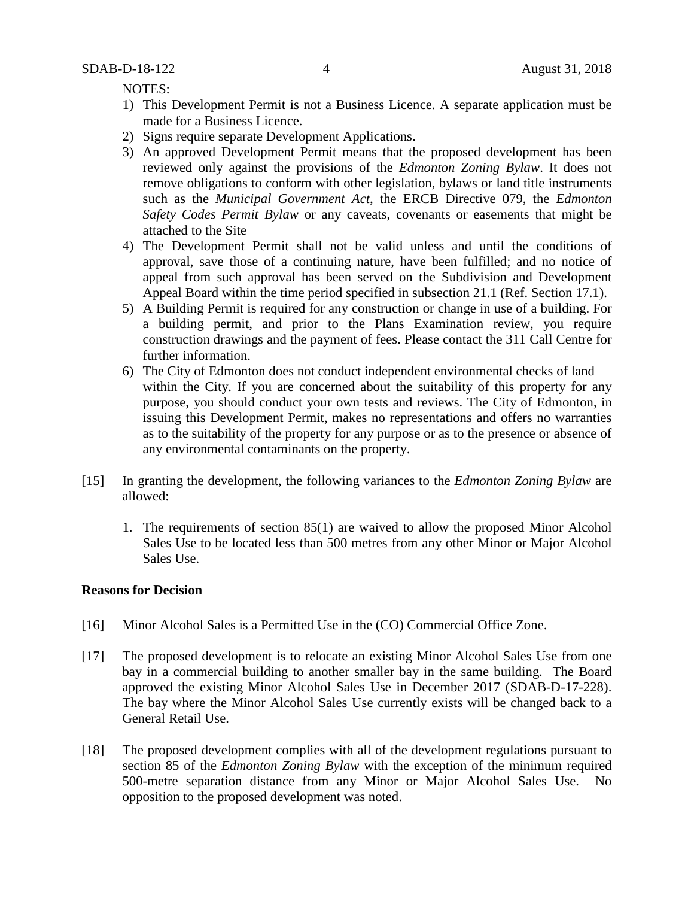NOTES:

1) This Development Permit is not a Business Licence. A separate application must be made for a Business Licence.
2) Signs require separate Development Applications.
3) An approved Development Permit means that the proposed development has been reviewed only against the provisions of the *Edmonton Zoning Bylaw*. It does not remove obligations to conform with other legislation, bylaws or land title instruments such as the *Municipal Government Act*, the ERCB Directive 079, the *Edmonton Safety Codes Permit Bylaw* or any caveats, covenants or easements that might be attached to the Site
4) The Development Permit shall not be valid unless and until the conditions of approval, save those of a continuing nature, have been fulfilled; and no notice of appeal from such approval has been served on the Subdivision and Development Appeal Board within the time period specified in subsection 21.1 (Ref. Section 17.1).
5) A Building Permit is required for any construction or change in use of a building. For a building permit, and prior to the Plans Examination review, you require construction drawings and the payment of fees. Please contact the 311 Call Centre for further information.
6) The City of Edmonton does not conduct independent environmental checks of land within the City. If you are concerned about the suitability of this property for any purpose, you should conduct your own tests and reviews. The City of Edmonton, in issuing this Development Permit, makes no representations and offers no warranties as to the suitability of the property for any purpose or as to the presence or absence of any environmental contaminants on the property.

[15] In granting the development, the following variances to the *Edmonton Zoning Bylaw* are allowed:

1. The requirements of section 85(1) are waived to allow the proposed Minor Alcohol Sales Use to be located less than 500 metres from any other Minor or Major Alcohol Sales Use.

**Reasons for Decision**

[16] Minor Alcohol Sales is a Permitted Use in the (CO) Commercial Office Zone.

[17] The proposed development is to relocate an existing Minor Alcohol Sales Use from one bay in a commercial building to another smaller bay in the same building. The Board approved the existing Minor Alcohol Sales Use in December 2017 (SDAB-D-17-228). The bay where the Minor Alcohol Sales Use currently exists will be changed back to a General Retail Use.

[18] The proposed development complies with all of the development regulations pursuant to section 85 of the *Edmonton Zoning Bylaw* with the exception of the minimum required 500-metre separation distance from any Minor or Major Alcohol Sales Use. No opposition to the proposed development was noted.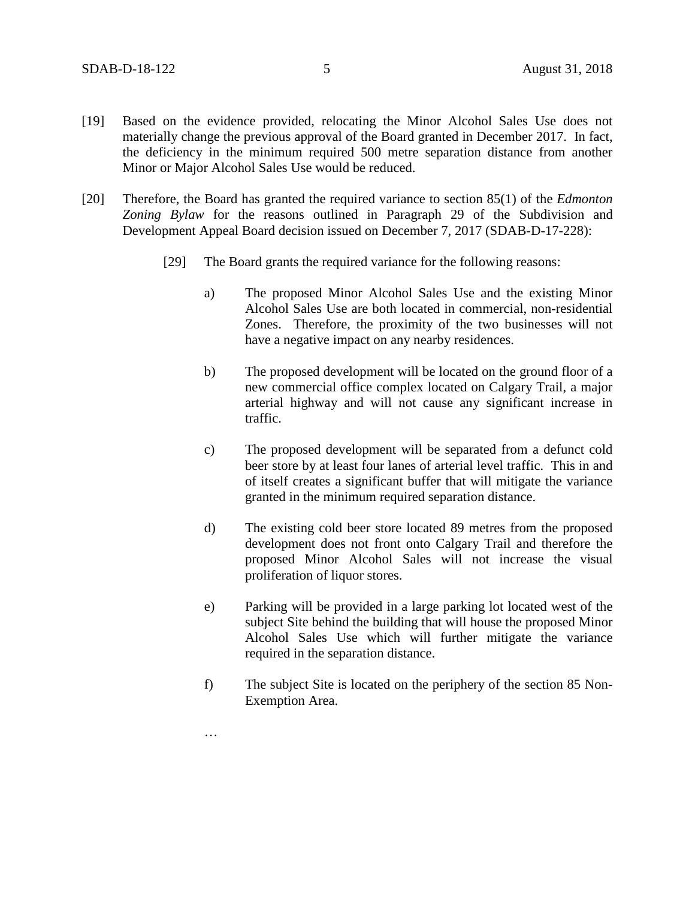[19] Based on the evidence provided, relocating the Minor Alcohol Sales Use does not materially change the previous approval of the Board granted in December 2017. In fact, the deficiency in the minimum required 500 metre separation distance from another Minor or Major Alcohol Sales Use would be reduced.

[20] Therefore, the Board has granted the required variance to section 85(1) of the *Edmonton Zoning Bylaw* for the reasons outlined in Paragraph 29 of the Subdivision and Development Appeal Board decision issued on December 7, 2017 (SDAB-D-17-228):

> [29] The Board grants the required variance for the following reasons:
>
> a) The proposed Minor Alcohol Sales Use and the existing Minor Alcohol Sales Use are both located in commercial, non-residential Zones. Therefore, the proximity of the two businesses will not have a negative impact on any nearby residences.
>
> b) The proposed development will be located on the ground floor of a new commercial office complex located on Calgary Trail, a major arterial highway and will not cause any significant increase in traffic.
>
> c) The proposed development will be separated from a defunct cold beer store by at least four lanes of arterial level traffic. This in and of itself creates a significant buffer that will mitigate the variance granted in the minimum required separation distance.
>
> d) The existing cold beer store located 89 metres from the proposed development does not front onto Calgary Trail and therefore the proposed Minor Alcohol Sales will not increase the visual proliferation of liquor stores.
>
> e) Parking will be provided in a large parking lot located west of the subject Site behind the building that will house the proposed Minor Alcohol Sales Use which will further mitigate the variance required in the separation distance.
>
> f) The subject Site is located on the periphery of the section 85 Non-Exemption Area.
>
> …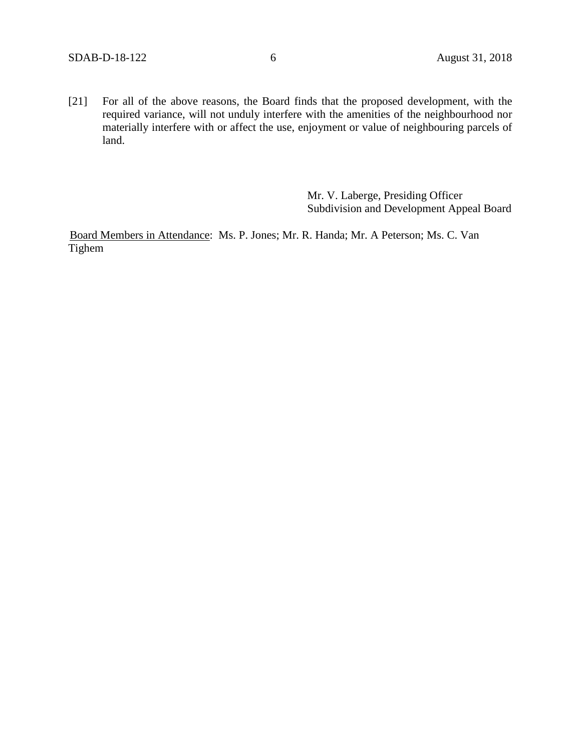[21] For all of the above reasons, the Board finds that the proposed development, with the required variance, will not unduly interfere with the amenities of the neighbourhood nor materially interfere with or affect the use, enjoyment or value of neighbouring parcels of land.

Mr. V. Laberge, Presiding Officer
Subdivision and Development Appeal Board

Board Members in Attendance: Ms. P. Jones; Mr. R. Handa; Mr. A Peterson; Ms. C. Van Tighem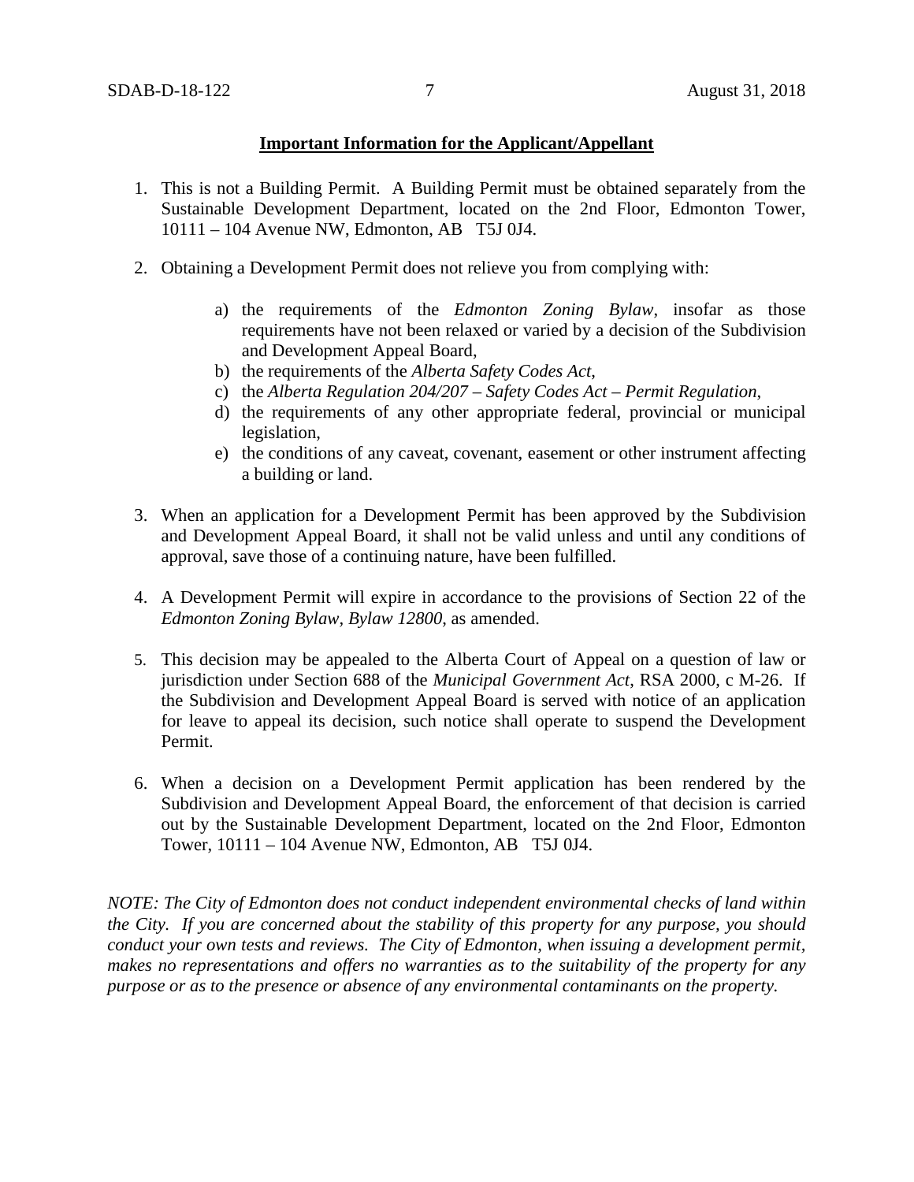**Important Information for the Applicant/Appellant**

1. This is not a Building Permit. A Building Permit must be obtained separately from the Sustainable Development Department, located on the 2nd Floor, Edmonton Tower, 10111 – 104 Avenue NW, Edmonton, AB T5J 0J4.

2. Obtaining a Development Permit does not relieve you from complying with:

   a) the requirements of the *Edmonton Zoning Bylaw*, insofar as those requirements have not been relaxed or varied by a decision of the Subdivision and Development Appeal Board,
   b) the requirements of the *Alberta Safety Codes Act*,
   c) the *Alberta Regulation 204/207 – Safety Codes Act – Permit Regulation*,
   d) the requirements of any other appropriate federal, provincial or municipal legislation,
   e) the conditions of any caveat, covenant, easement or other instrument affecting a building or land.

3. When an application for a Development Permit has been approved by the Subdivision and Development Appeal Board, it shall not be valid unless and until any conditions of approval, save those of a continuing nature, have been fulfilled.

4. A Development Permit will expire in accordance to the provisions of Section 22 of the *Edmonton Zoning Bylaw, Bylaw 12800*, as amended.

5. This decision may be appealed to the Alberta Court of Appeal on a question of law or jurisdiction under Section 688 of the *Municipal Government Act*, RSA 2000, c M-26. If the Subdivision and Development Appeal Board is served with notice of an application for leave to appeal its decision, such notice shall operate to suspend the Development Permit.

6. When a decision on a Development Permit application has been rendered by the Subdivision and Development Appeal Board, the enforcement of that decision is carried out by the Sustainable Development Department, located on the 2nd Floor, Edmonton Tower, 10111 – 104 Avenue NW, Edmonton, AB T5J 0J4.

*NOTE: The City of Edmonton does not conduct independent environmental checks of land within the City. If you are concerned about the stability of this property for any purpose, you should conduct your own tests and reviews. The City of Edmonton, when issuing a development permit, makes no representations and offers no warranties as to the suitability of the property for any purpose or as to the presence or absence of any environmental contaminants on the property.*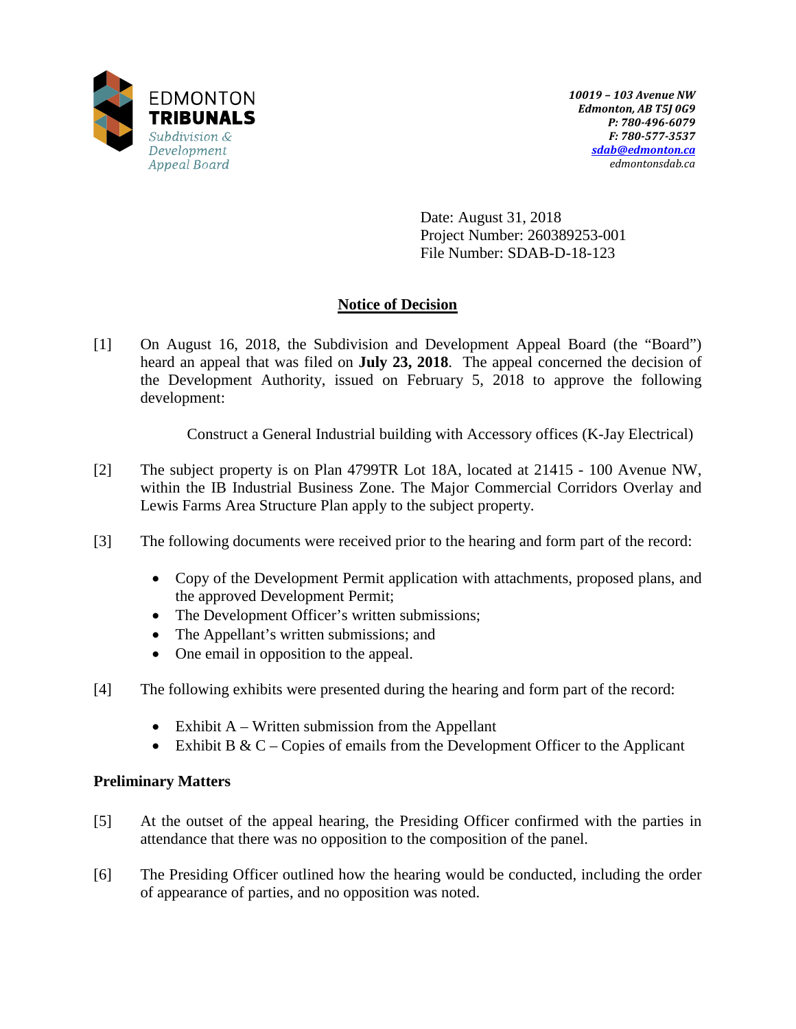EDMONTON
**TRIBUNALS**
*Subdivision & Development Appeal Board*

***10019 – 103 Avenue NW***
***Edmonton, AB T5J 0G9***
***P: 780-496-6079***
***F: 780-577-3537***
***sdab@edmonton.ca***
*edmontonsdab.ca*

Date: August 31, 2018
Project Number: 260389253-001
File Number: SDAB-D-18-123

## Notice of Decision

[1] On August 16, 2018, the Subdivision and Development Appeal Board (the "Board") heard an appeal that was filed on **July 23, 2018**. The appeal concerned the decision of the Development Authority, issued on February 5, 2018 to approve the following development:

Construct a General Industrial building with Accessory offices (K-Jay Electrical)

[2] The subject property is on Plan 4799TR Lot 18A, located at 21415 - 100 Avenue NW, within the IB Industrial Business Zone. The Major Commercial Corridors Overlay and Lewis Farms Area Structure Plan apply to the subject property.

[3] The following documents were received prior to the hearing and form part of the record:

- Copy of the Development Permit application with attachments, proposed plans, and the approved Development Permit;
- The Development Officer's written submissions;
- The Appellant's written submissions; and
- One email in opposition to the appeal.

[4] The following exhibits were presented during the hearing and form part of the record:

- Exhibit A – Written submission from the Appellant
- Exhibit B & C – Copies of emails from the Development Officer to the Applicant

### Preliminary Matters

[5] At the outset of the appeal hearing, the Presiding Officer confirmed with the parties in attendance that there was no opposition to the composition of the panel.

[6] The Presiding Officer outlined how the hearing would be conducted, including the order of appearance of parties, and no opposition was noted.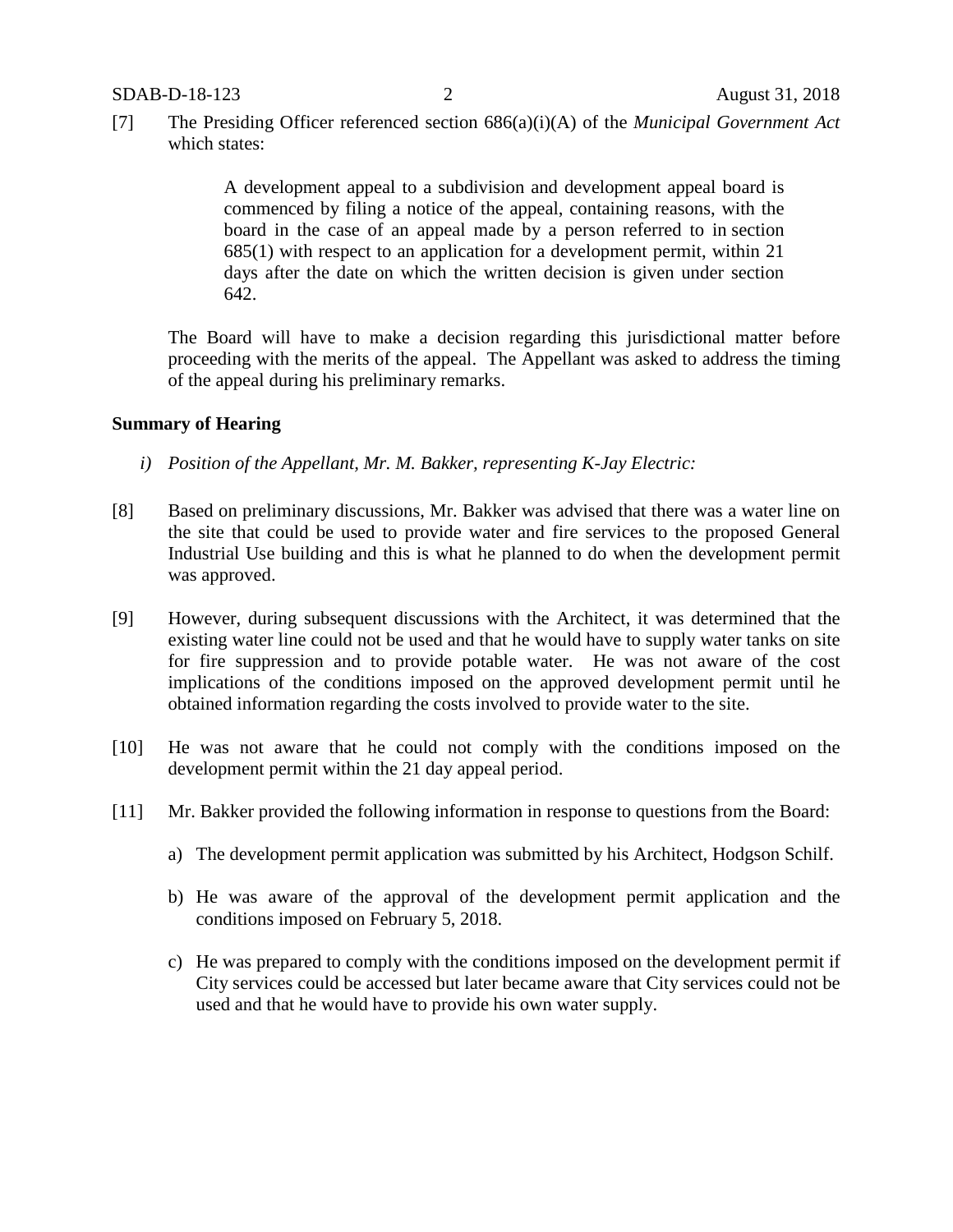[7] The Presiding Officer referenced section 686(a)(i)(A) of the *Municipal Government Act* which states:

> A development appeal to a subdivision and development appeal board is commenced by filing a notice of the appeal, containing reasons, with the board in the case of an appeal made by a person referred to in section 685(1) with respect to an application for a development permit, within 21 days after the date on which the written decision is given under section 642.

The Board will have to make a decision regarding this jurisdictional matter before proceeding with the merits of the appeal. The Appellant was asked to address the timing of the appeal during his preliminary remarks.

**Summary of Hearing**

*i) Position of the Appellant, Mr. M. Bakker, representing K-Jay Electric:*

[8] Based on preliminary discussions, Mr. Bakker was advised that there was a water line on the site that could be used to provide water and fire services to the proposed General Industrial Use building and this is what he planned to do when the development permit was approved.

[9] However, during subsequent discussions with the Architect, it was determined that the existing water line could not be used and that he would have to supply water tanks on site for fire suppression and to provide potable water. He was not aware of the cost implications of the conditions imposed on the approved development permit until he obtained information regarding the costs involved to provide water to the site.

[10] He was not aware that he could not comply with the conditions imposed on the development permit within the 21 day appeal period.

[11] Mr. Bakker provided the following information in response to questions from the Board:

a) The development permit application was submitted by his Architect, Hodgson Schilf.

b) He was aware of the approval of the development permit application and the conditions imposed on February 5, 2018.

c) He was prepared to comply with the conditions imposed on the development permit if City services could be accessed but later became aware that City services could not be used and that he would have to provide his own water supply.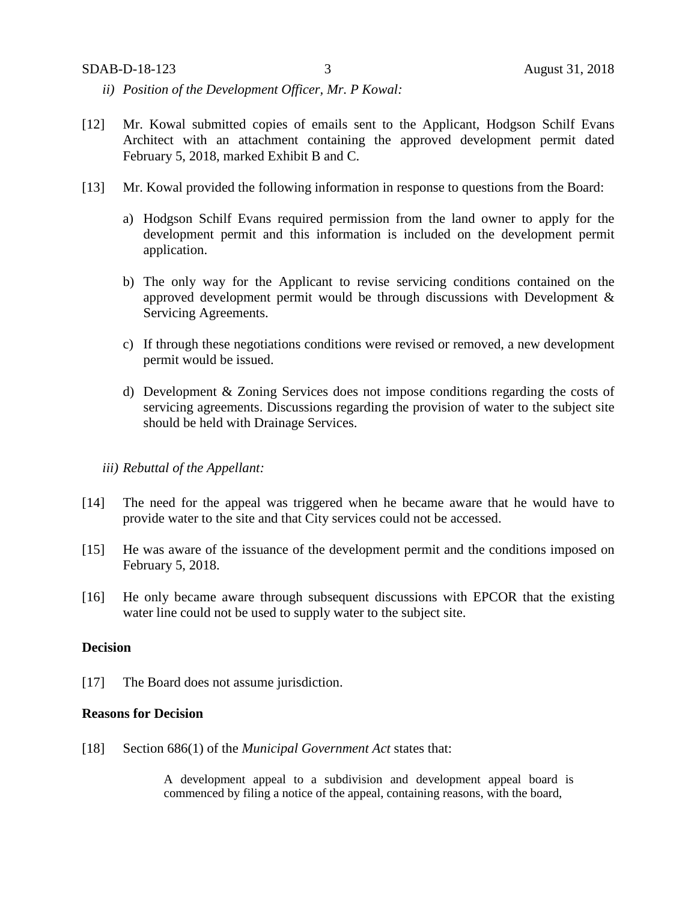*ii) Position of the Development Officer, Mr. P Kowal:*

[12] Mr. Kowal submitted copies of emails sent to the Applicant, Hodgson Schilf Evans Architect with an attachment containing the approved development permit dated February 5, 2018, marked Exhibit B and C.

[13] Mr. Kowal provided the following information in response to questions from the Board:

a) Hodgson Schilf Evans required permission from the land owner to apply for the development permit and this information is included on the development permit application.

b) The only way for the Applicant to revise servicing conditions contained on the approved development permit would be through discussions with Development & Servicing Agreements.

c) If through these negotiations conditions were revised or removed, a new development permit would be issued.

d) Development & Zoning Services does not impose conditions regarding the costs of servicing agreements. Discussions regarding the provision of water to the subject site should be held with Drainage Services.

*iii) Rebuttal of the Appellant:*

[14] The need for the appeal was triggered when he became aware that he would have to provide water to the site and that City services could not be accessed.

[15] He was aware of the issuance of the development permit and the conditions imposed on February 5, 2018.

[16] He only became aware through subsequent discussions with EPCOR that the existing water line could not be used to supply water to the subject site.

**Decision**

[17] The Board does not assume jurisdiction.

**Reasons for Decision**

[18] Section 686(1) of the *Municipal Government Act* states that:

> A development appeal to a subdivision and development appeal board is commenced by filing a notice of the appeal, containing reasons, with the board,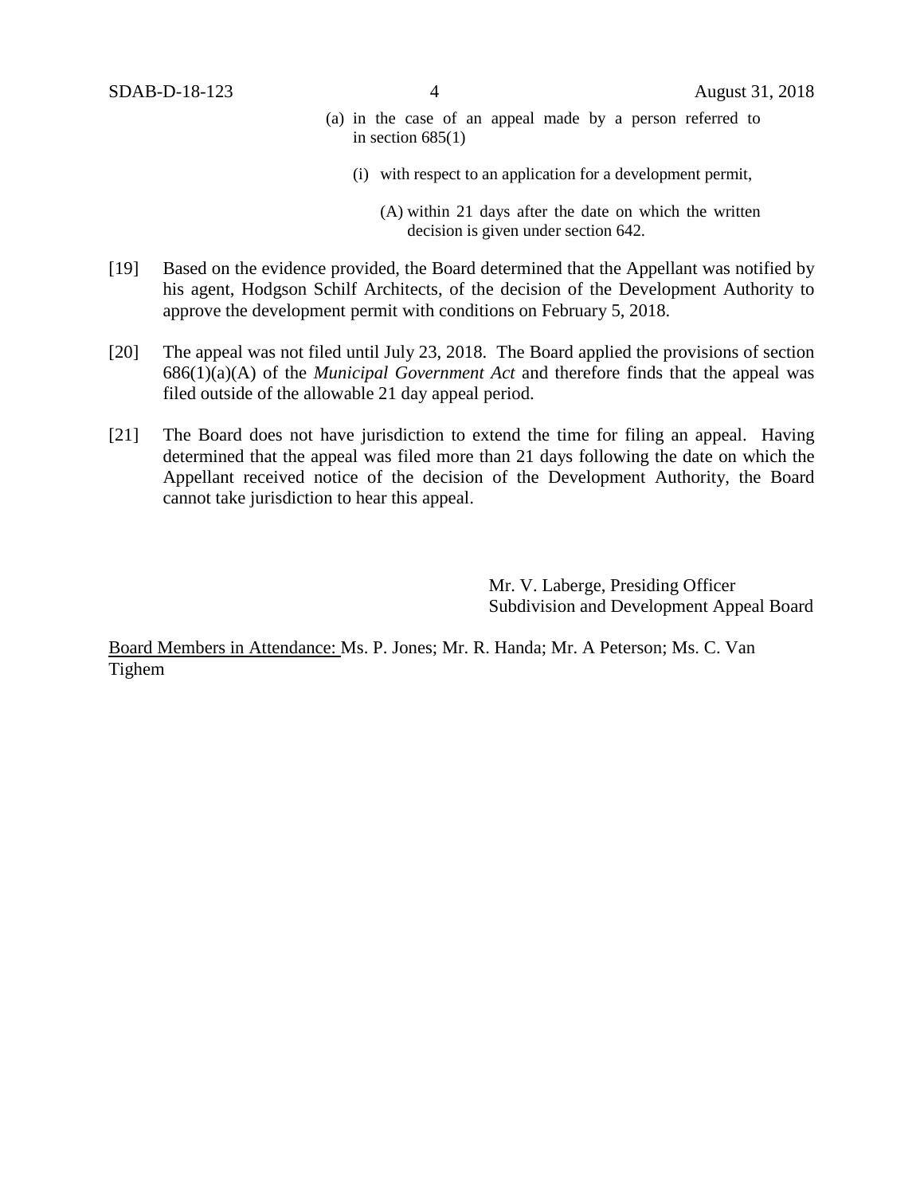(a) in the case of an appeal made by a person referred to in section 685(1)

(i) with respect to an application for a development permit,

(A) within 21 days after the date on which the written decision is given under section 642.

[19] Based on the evidence provided, the Board determined that the Appellant was notified by his agent, Hodgson Schilf Architects, of the decision of the Development Authority to approve the development permit with conditions on February 5, 2018.

[20] The appeal was not filed until July 23, 2018. The Board applied the provisions of section 686(1)(a)(A) of the *Municipal Government Act* and therefore finds that the appeal was filed outside of the allowable 21 day appeal period.

[21] The Board does not have jurisdiction to extend the time for filing an appeal. Having determined that the appeal was filed more than 21 days following the date on which the Appellant received notice of the decision of the Development Authority, the Board cannot take jurisdiction to hear this appeal.

Mr. V. Laberge, Presiding Officer
Subdivision and Development Appeal Board

<u>Board Members in Attendance:</u> Ms. P. Jones; Mr. R. Handa; Mr. A Peterson; Ms. C. Van Tighem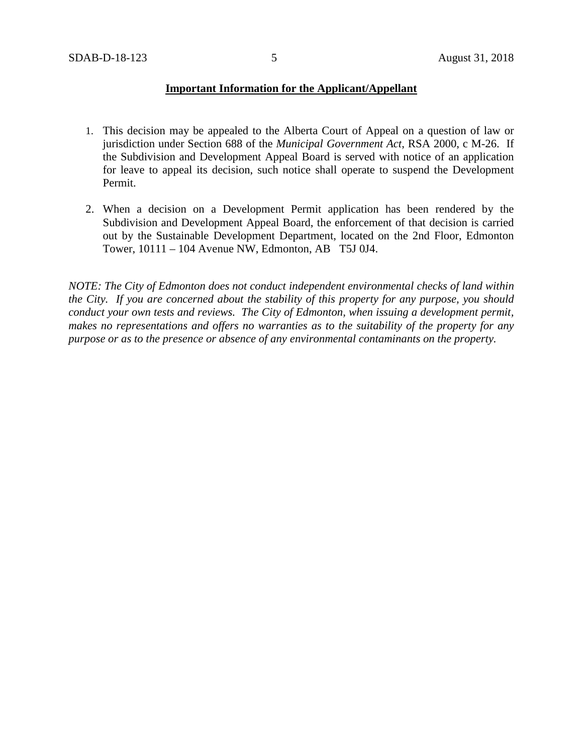**Important Information for the Applicant/Appellant**

1. This decision may be appealed to the Alberta Court of Appeal on a question of law or jurisdiction under Section 688 of the *Municipal Government Act*, RSA 2000, c M-26. If the Subdivision and Development Appeal Board is served with notice of an application for leave to appeal its decision, such notice shall operate to suspend the Development Permit.

2. When a decision on a Development Permit application has been rendered by the Subdivision and Development Appeal Board, the enforcement of that decision is carried out by the Sustainable Development Department, located on the 2nd Floor, Edmonton Tower, 10111 – 104 Avenue NW, Edmonton, AB T5J 0J4.

*NOTE: The City of Edmonton does not conduct independent environmental checks of land within the City. If you are concerned about the stability of this property for any purpose, you should conduct your own tests and reviews. The City of Edmonton, when issuing a development permit, makes no representations and offers no warranties as to the suitability of the property for any purpose or as to the presence or absence of any environmental contaminants on the property.*